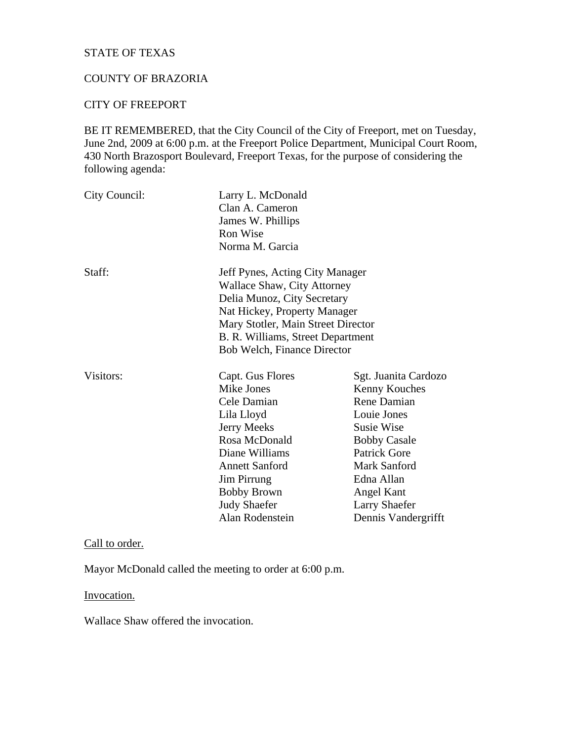STATE OF TEXAS

COUNTY OF BRAZORIA

CITY OF FREEPORT

BE IT REMEMBERED, that the City Council of the City of Freeport, met on Tuesday, June 2nd, 2009 at 6:00 p.m. at the Freeport Police Department, Municipal Court Room, 430 North Brazosport Boulevard, Freeport Texas, for the purpose of considering the following agenda:

| | | |
|---|---|---|
| City Council: | Larry L. McDonald | |
| | Clan A. Cameron | |
| | James W. Phillips | |
| | Ron Wise | |
| | Norma M. Garcia | |
| Staff: | Jeff Pynes, Acting City Manager | |
| | Wallace Shaw, City Attorney | |
| | Delia Munoz, City Secretary | |
| | Nat Hickey, Property Manager | |
| | Mary Stotler, Main Street Director | |
| | B. R. Williams, Street Department | |
| | Bob Welch, Finance Director | |
| Visitors: | Capt. Gus Flores | Sgt. Juanita Cardozo |
| | Mike Jones | Kenny Kouches |
| | Cele Damian | Rene Damian |
| | Lila Lloyd | Louie Jones |
| | Jerry Meeks | Susie Wise |
| | Rosa McDonald | Bobby Casale |
| | Diane Williams | Patrick Gore |
| | Annett Sanford | Mark Sanford |
| | Jim Pirrung | Edna Allan |
| | Bobby Brown | Angel Kant |
| | Judy Shaefer | Larry Shaefer |
| | Alan Rodenstein | Dennis Vandergrifft |

<u>Call to order.</u>

Mayor McDonald called the meeting to order at 6:00 p.m.

<u>Invocation.</u>

Wallace Shaw offered the invocation.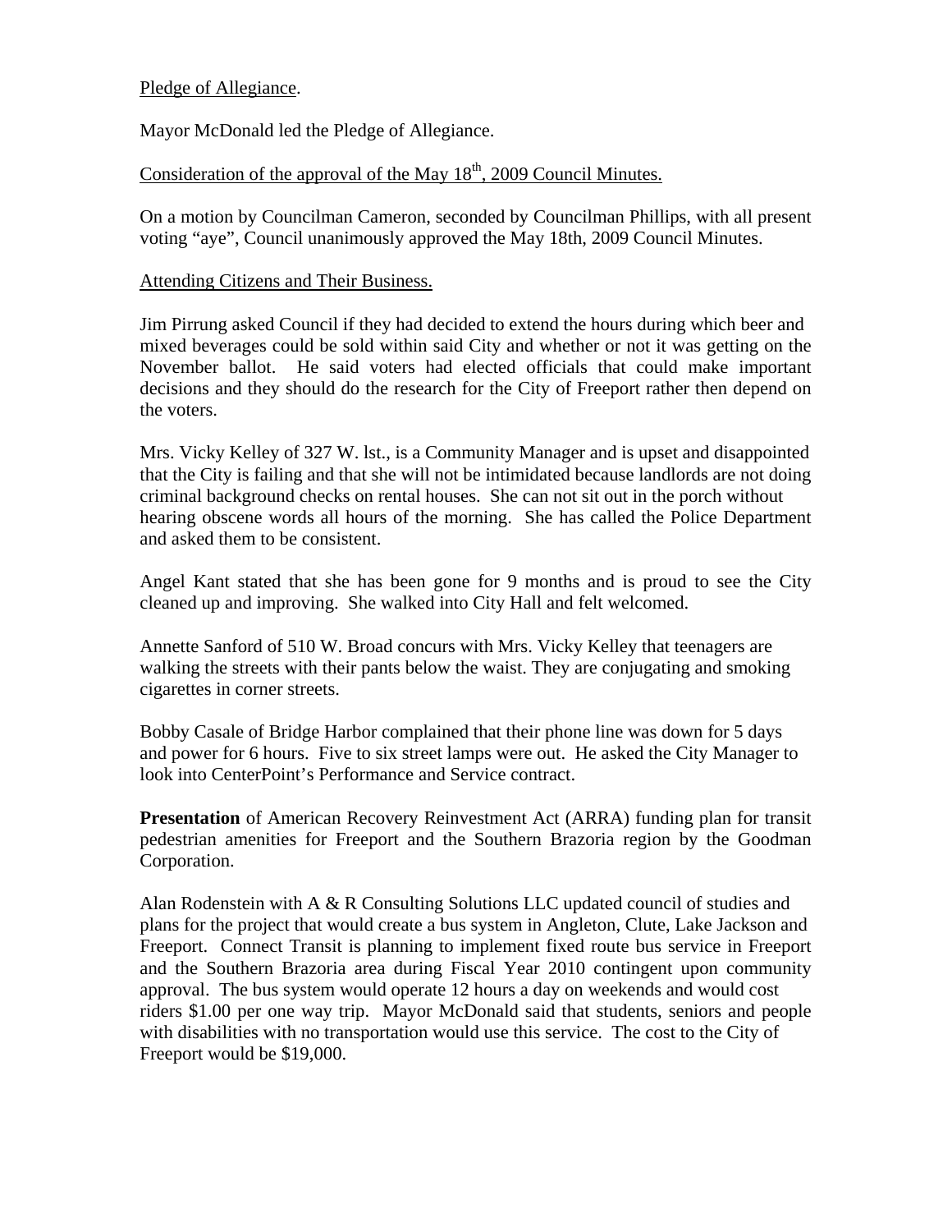Pledge of Allegiance.

Mayor McDonald led the Pledge of Allegiance.

Consideration of the approval of the May 18th, 2009 Council Minutes.

On a motion by Councilman Cameron, seconded by Councilman Phillips, with all present voting "aye", Council unanimously approved the May 18th, 2009 Council Minutes.

Attending Citizens and Their Business.

Jim Pirrung asked Council if they had decided to extend the hours during which beer and mixed beverages could be sold within said City and whether or not it was getting on the November ballot. He said voters had elected officials that could make important decisions and they should do the research for the City of Freeport rather then depend on the voters.

Mrs. Vicky Kelley of 327 W. lst., is a Community Manager and is upset and disappointed that the City is failing and that she will not be intimidated because landlords are not doing criminal background checks on rental houses. She can not sit out in the porch without hearing obscene words all hours of the morning. She has called the Police Department and asked them to be consistent.

Angel Kant stated that she has been gone for 9 months and is proud to see the City cleaned up and improving. She walked into City Hall and felt welcomed.

Annette Sanford of 510 W. Broad concurs with Mrs. Vicky Kelley that teenagers are walking the streets with their pants below the waist. They are conjugating and smoking cigarettes in corner streets.

Bobby Casale of Bridge Harbor complained that their phone line was down for 5 days and power for 6 hours. Five to six street lamps were out. He asked the City Manager to look into CenterPoint's Performance and Service contract.

**Presentation** of American Recovery Reinvestment Act (ARRA) funding plan for transit pedestrian amenities for Freeport and the Southern Brazoria region by the Goodman Corporation.

Alan Rodenstein with A & R Consulting Solutions LLC updated council of studies and plans for the project that would create a bus system in Angleton, Clute, Lake Jackson and Freeport. Connect Transit is planning to implement fixed route bus service in Freeport and the Southern Brazoria area during Fiscal Year 2010 contingent upon community approval. The bus system would operate 12 hours a day on weekends and would cost riders $1.00 per one way trip. Mayor McDonald said that students, seniors and people with disabilities with no transportation would use this service. The cost to the City of Freeport would be $19,000.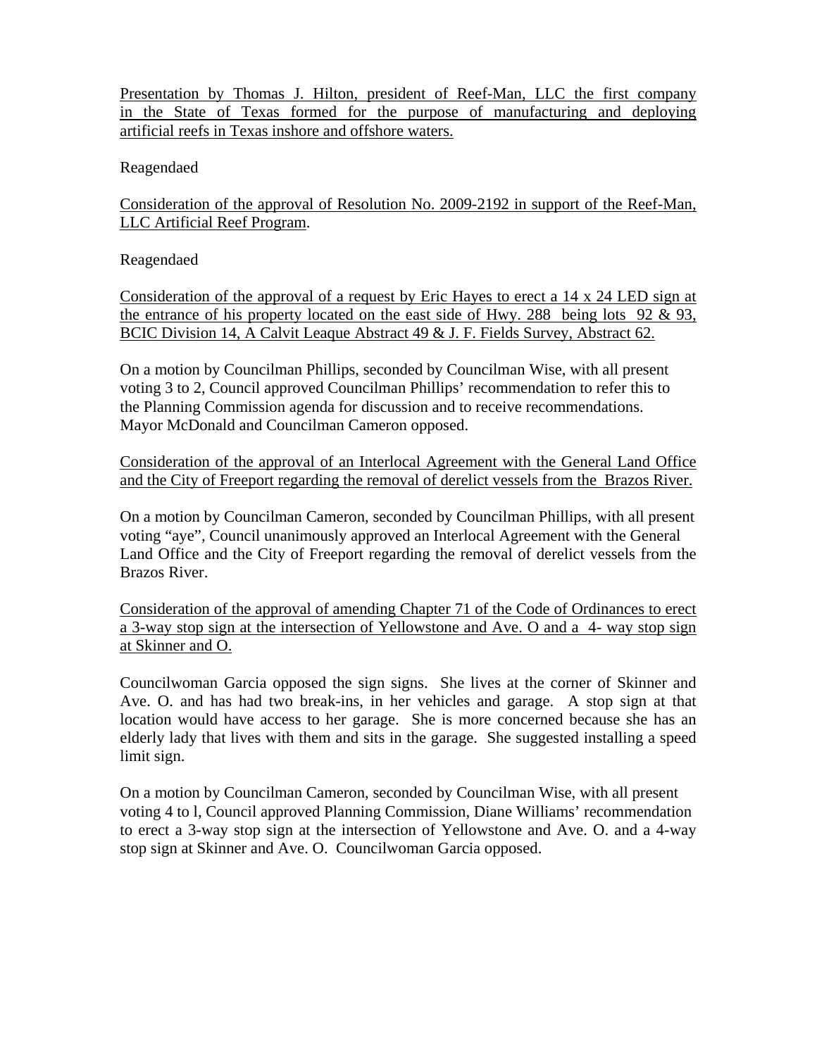<u>Presentation by Thomas J. Hilton, president of Reef-Man, LLC the first company in the State of Texas formed for the purpose of manufacturing and deploying artificial reefs in Texas inshore and offshore waters.</u>

Reagendaed

<u>Consideration of the approval of Resolution No. 2009-2192 in support of the Reef-Man, LLC Artificial Reef Program</u>.

Reagendaed

<u>Consideration of the approval of a request by Eric Hayes to erect a 14 x 24 LED sign at the entrance of his property located on the east side of Hwy. 288 being lots 92 & 93, BCIC Division 14, A Calvit Leaque Abstract 49 & J. F. Fields Survey, Abstract 62.</u>

On a motion by Councilman Phillips, seconded by Councilman Wise, with all present voting 3 to 2, Council approved Councilman Phillips' recommendation to refer this to the Planning Commission agenda for discussion and to receive recommendations. Mayor McDonald and Councilman Cameron opposed.

<u>Consideration of the approval of an Interlocal Agreement with the General Land Office and the City of Freeport regarding the removal of derelict vessels from the Brazos River.</u>

On a motion by Councilman Cameron, seconded by Councilman Phillips, with all present voting "aye", Council unanimously approved an Interlocal Agreement with the General Land Office and the City of Freeport regarding the removal of derelict vessels from the Brazos River.

<u>Consideration of the approval of amending Chapter 71 of the Code of Ordinances to erect a 3-way stop sign at the intersection of Yellowstone and Ave. O and a 4- way stop sign at Skinner and O.</u>

Councilwoman Garcia opposed the sign signs. She lives at the corner of Skinner and Ave. O. and has had two break-ins, in her vehicles and garage. A stop sign at that location would have access to her garage. She is more concerned because she has an elderly lady that lives with them and sits in the garage. She suggested installing a speed limit sign.

On a motion by Councilman Cameron, seconded by Councilman Wise, with all present voting 4 to l, Council approved Planning Commission, Diane Williams' recommendation to erect a 3-way stop sign at the intersection of Yellowstone and Ave. O. and a 4-way stop sign at Skinner and Ave. O. Councilwoman Garcia opposed.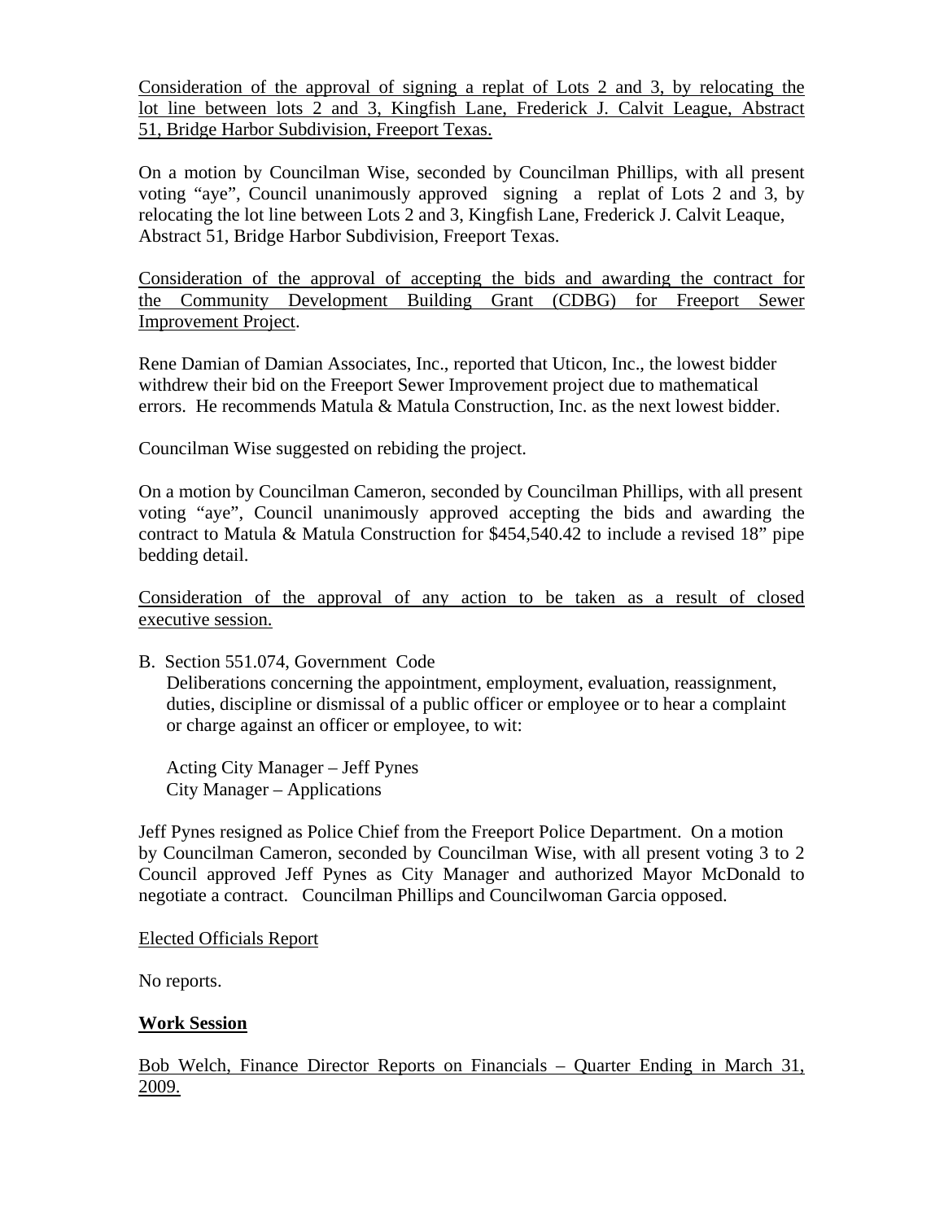Consideration of the approval of signing a replat of Lots 2 and 3, by relocating the lot line between lots 2 and 3, Kingfish Lane, Frederick J. Calvit League, Abstract 51, Bridge Harbor Subdivision, Freeport Texas.

On a motion by Councilman Wise, seconded by Councilman Phillips, with all present voting "aye", Council unanimously approved signing a replat of Lots 2 and 3, by relocating the lot line between Lots 2 and 3, Kingfish Lane, Frederick J. Calvit Leaque, Abstract 51, Bridge Harbor Subdivision, Freeport Texas.

Consideration of the approval of accepting the bids and awarding the contract for the Community Development Building Grant (CDBG) for Freeport Sewer Improvement Project.

Rene Damian of Damian Associates, Inc., reported that Uticon, Inc., the lowest bidder withdrew their bid on the Freeport Sewer Improvement project due to mathematical errors. He recommends Matula & Matula Construction, Inc. as the next lowest bidder.

Councilman Wise suggested on rebiding the project.

On a motion by Councilman Cameron, seconded by Councilman Phillips, with all present voting "aye", Council unanimously approved accepting the bids and awarding the contract to Matula & Matula Construction for $454,540.42 to include a revised 18" pipe bedding detail.

Consideration of the approval of any action to be taken as a result of closed executive session.

B. Section 551.074, Government Code
   Deliberations concerning the appointment, employment, evaluation, reassignment, duties, discipline or dismissal of a public officer or employee or to hear a complaint or charge against an officer or employee, to wit:

   Acting City Manager – Jeff Pynes
   City Manager – Applications

Jeff Pynes resigned as Police Chief from the Freeport Police Department. On a motion by Councilman Cameron, seconded by Councilman Wise, with all present voting 3 to 2 Council approved Jeff Pynes as City Manager and authorized Mayor McDonald to negotiate a contract. Councilman Phillips and Councilwoman Garcia opposed.

Elected Officials Report

No reports.

**Work Session**

Bob Welch, Finance Director Reports on Financials – Quarter Ending in March 31, 2009.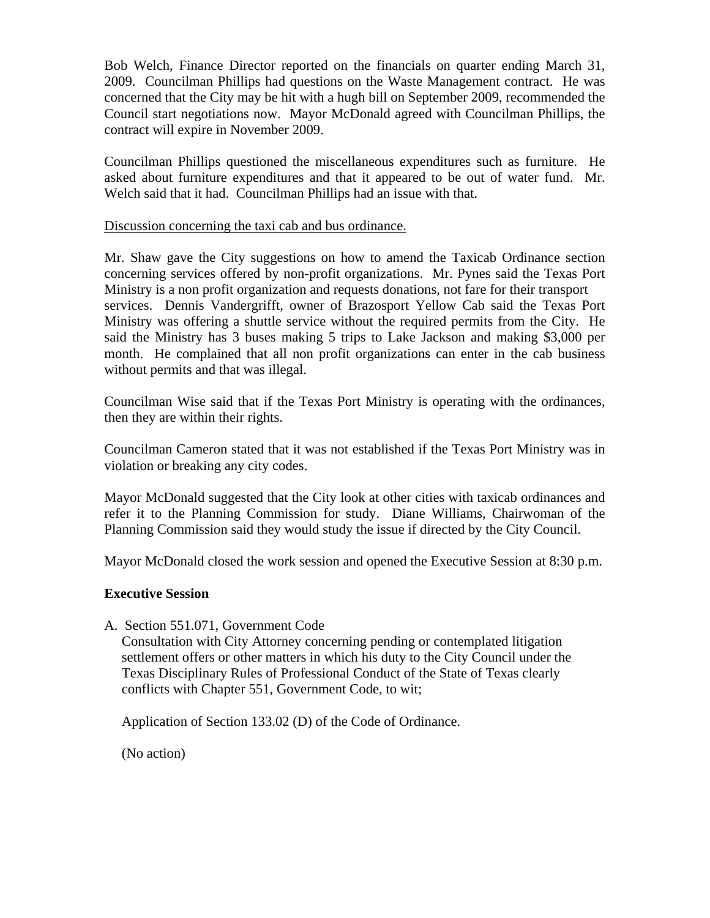Bob Welch, Finance Director reported on the financials on quarter ending March 31, 2009. Councilman Phillips had questions on the Waste Management contract. He was concerned that the City may be hit with a hugh bill on September 2009, recommended the Council start negotiations now. Mayor McDonald agreed with Councilman Phillips, the contract will expire in November 2009.

Councilman Phillips questioned the miscellaneous expenditures such as furniture. He asked about furniture expenditures and that it appeared to be out of water fund. Mr. Welch said that it had. Councilman Phillips had an issue with that.

<u>Discussion concerning the taxi cab and bus ordinance.</u>

Mr. Shaw gave the City suggestions on how to amend the Taxicab Ordinance section concerning services offered by non-profit organizations. Mr. Pynes said the Texas Port Ministry is a non profit organization and requests donations, not fare for their transport services. Dennis Vandergrifft, owner of Brazosport Yellow Cab said the Texas Port Ministry was offering a shuttle service without the required permits from the City. He said the Ministry has 3 buses making 5 trips to Lake Jackson and making $3,000 per month. He complained that all non profit organizations can enter in the cab business without permits and that was illegal.

Councilman Wise said that if the Texas Port Ministry is operating with the ordinances, then they are within their rights.

Councilman Cameron stated that it was not established if the Texas Port Ministry was in violation or breaking any city codes.

Mayor McDonald suggested that the City look at other cities with taxicab ordinances and refer it to the Planning Commission for study. Diane Williams, Chairwoman of the Planning Commission said they would study the issue if directed by the City Council.

Mayor McDonald closed the work session and opened the Executive Session at 8:30 p.m.

**Executive Session**

A. Section 551.071, Government Code
   Consultation with City Attorney concerning pending or contemplated litigation settlement offers or other matters in which his duty to the City Council under the Texas Disciplinary Rules of Professional Conduct of the State of Texas clearly conflicts with Chapter 551, Government Code, to wit;

   Application of Section 133.02 (D) of the Code of Ordinance.

   (No action)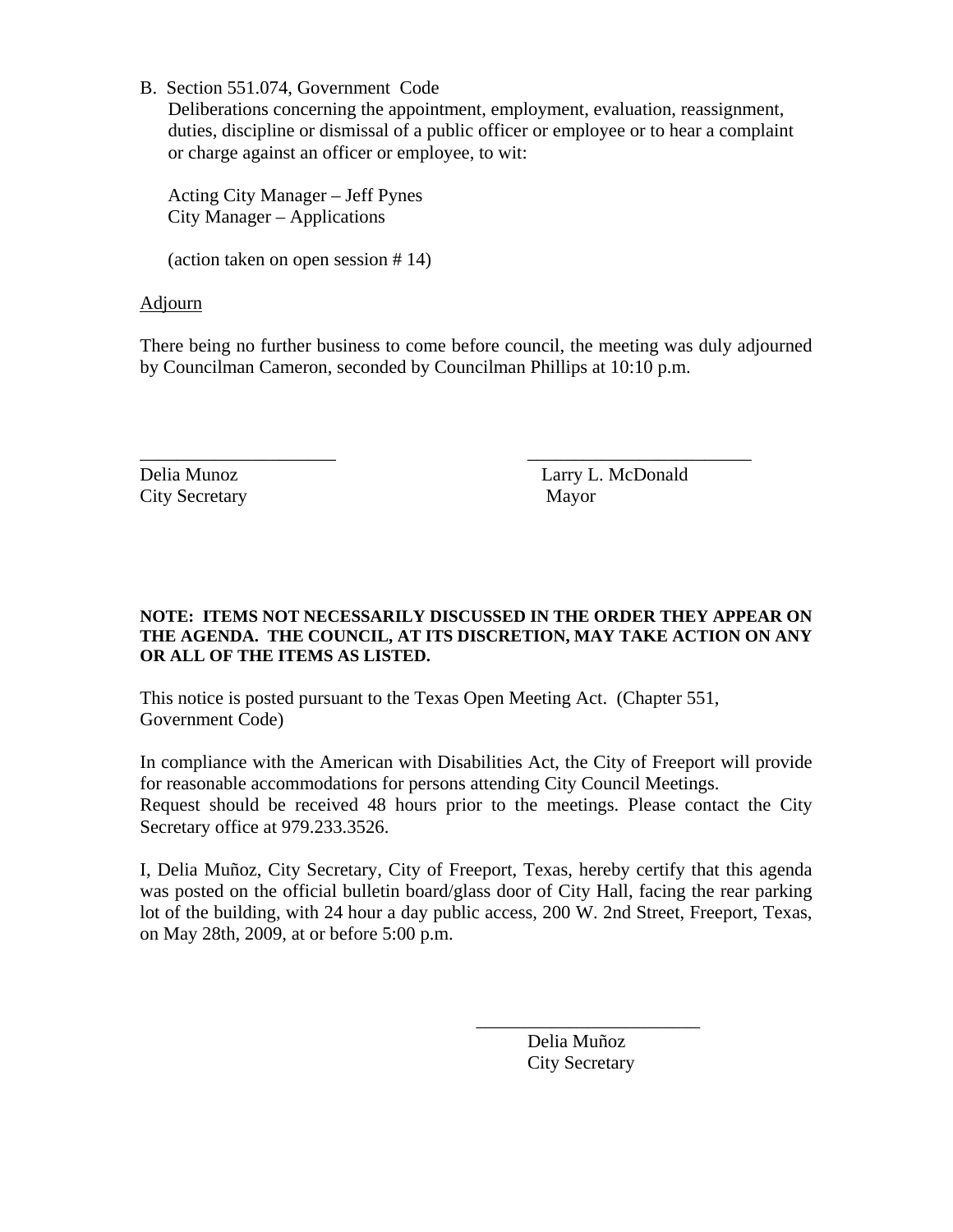B. Section 551.074, Government Code

Deliberations concerning the appointment, employment, evaluation, reassignment, duties, discipline or dismissal of a public officer or employee or to hear a complaint or charge against an officer or employee, to wit:

Acting City Manager – Jeff Pynes
City Manager – Applications

(action taken on open session # 14)

<u>Adjourn</u>

There being no further business to come before council, the meeting was duly adjourned by Councilman Cameron, seconded by Councilman Phillips at 10:10 p.m.

| | |
|---|---|
| _____________________ | ________________________ |
| Delia Munoz | Larry L. McDonald |
| City Secretary | Mayor |

**NOTE: ITEMS NOT NECESSARILY DISCUSSED IN THE ORDER THEY APPEAR ON THE AGENDA. THE COUNCIL, AT ITS DISCRETION, MAY TAKE ACTION ON ANY OR ALL OF THE ITEMS AS LISTED.**

This notice is posted pursuant to the Texas Open Meeting Act. (Chapter 551, Government Code)

In compliance with the American with Disabilities Act, the City of Freeport will provide for reasonable accommodations for persons attending City Council Meetings.
Request should be received 48 hours prior to the meetings. Please contact the City Secretary office at 979.233.3526.

I, Delia Muñoz, City Secretary, City of Freeport, Texas, hereby certify that this agenda was posted on the official bulletin board/glass door of City Hall, facing the rear parking lot of the building, with 24 hour a day public access, 200 W. 2nd Street, Freeport, Texas, on May 28th, 2009, at or before 5:00 p.m.

________________________
Delia Muñoz
City Secretary